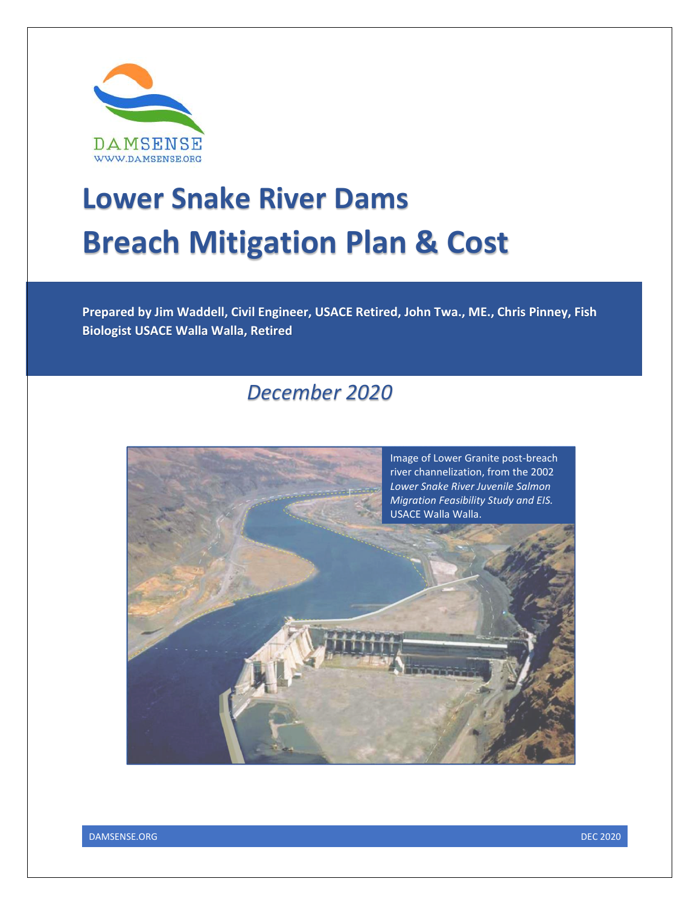DAMSENSE

WWW.DAMSENSE.ORG

# Lower Snake River Dams
# Breach Mitigation Plan & Cost

**Prepared by Jim Waddell, Civil Engineer, USACE Retired, John Twa., ME., Chris Pinney, Fish Biologist USACE Walla Walla, Retired**

*December 2020*

Image of Lower Granite post-breach river channelization, from the 2002 *Lower Snake River Juvenile Salmon Migration Feasibility Study and EIS.* USACE Walla Walla.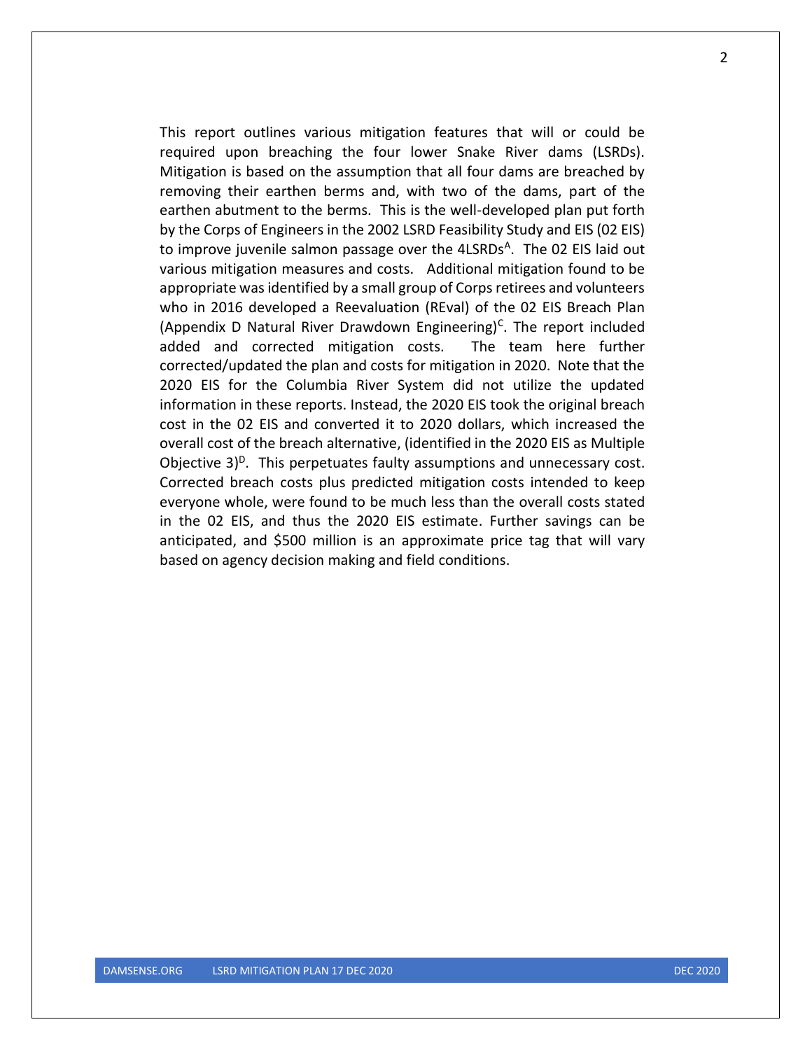This report outlines various mitigation features that will or could be required upon breaching the four lower Snake River dams (LSRDs). Mitigation is based on the assumption that all four dams are breached by removing their earthen berms and, with two of the dams, part of the earthen abutment to the berms. This is the well-developed plan put forth by the Corps of Engineers in the 2002 LSRD Feasibility Study and EIS (02 EIS) to improve juvenile salmon passage over the 4LSRDs[A]. The 02 EIS laid out various mitigation measures and costs. Additional mitigation found to be appropriate was identified by a small group of Corps retirees and volunteers who in 2016 developed a Reevaluation (REval) of the 02 EIS Breach Plan (Appendix D Natural River Drawdown Engineering)[C]. The report included added and corrected mitigation costs. The team here further corrected/updated the plan and costs for mitigation in 2020. Note that the 2020 EIS for the Columbia River System did not utilize the updated information in these reports. Instead, the 2020 EIS took the original breach cost in the 02 EIS and converted it to 2020 dollars, which increased the overall cost of the breach alternative, (identified in the 2020 EIS as Multiple Objective 3)[D]. This perpetuates faulty assumptions and unnecessary cost. Corrected breach costs plus predicted mitigation costs intended to keep everyone whole, were found to be much less than the overall costs stated in the 02 EIS, and thus the 2020 EIS estimate. Further savings can be anticipated, and $500 million is an approximate price tag that will vary based on agency decision making and field conditions.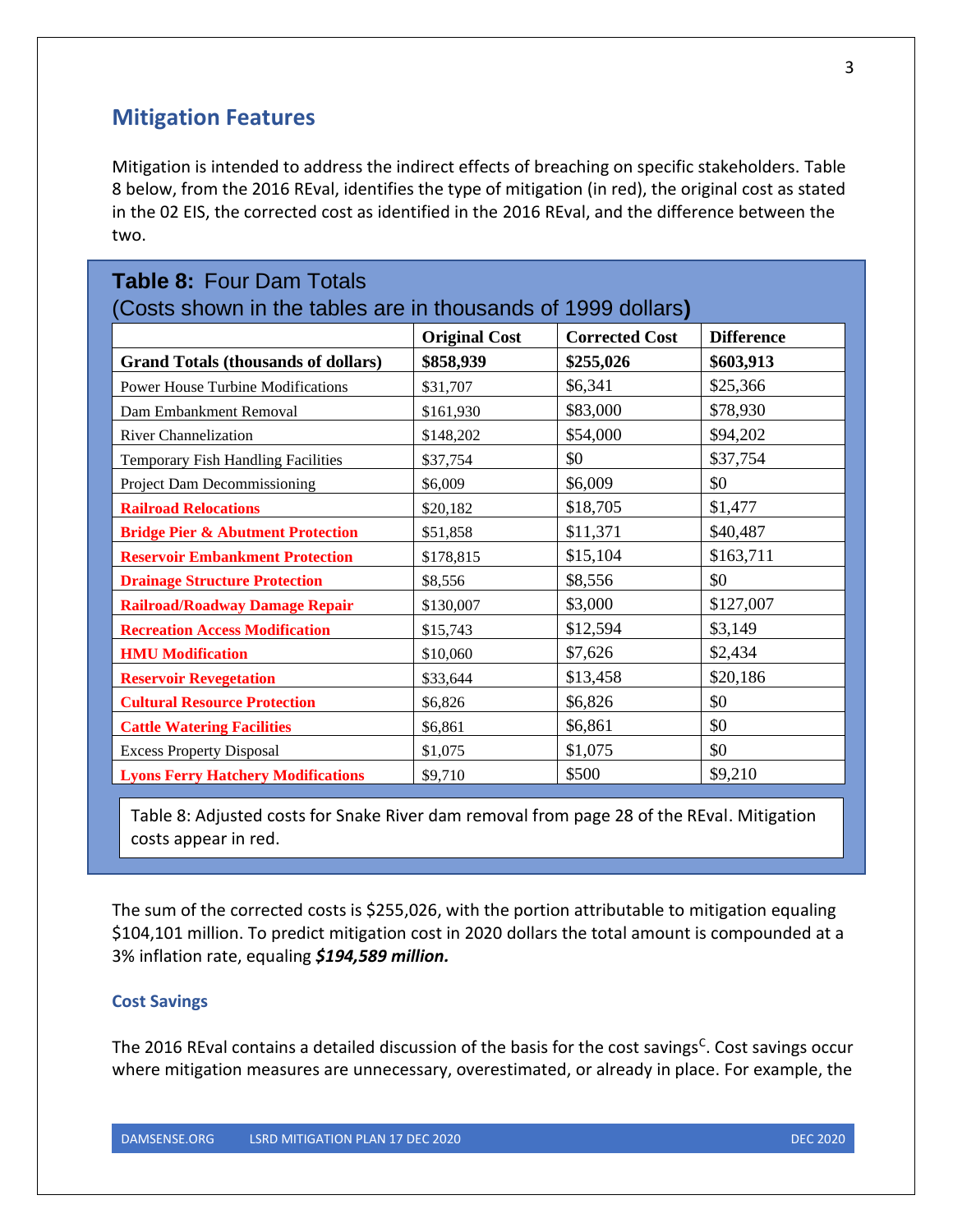## Mitigation Features

Mitigation is intended to address the indirect effects of breaching on specific stakeholders. Table 8 below, from the 2016 REval, identifies the type of mitigation (in red), the original cost as stated in the 02 EIS, the corrected cost as identified in the 2016 REval, and the difference between the two.

**Table 8:** Four Dam Totals
(Costs shown in the tables are in thousands of 1999 dollars**)**

| | Original Cost | Corrected Cost | Difference |
|---|---|---|---|
| **Grand Totals (thousands of dollars)** | **$858,939** | **$255,026** | **$603,913** |
| Power House Turbine Modifications | $31,707 | $6,341 | $25,366 |
| Dam Embankment Removal | $161,930 | $83,000 | $78,930 |
| River Channelization | $148,202 | $54,000 | $94,202 |
| Temporary Fish Handling Facilities | $37,754 | $0 | $37,754 |
| Project Dam Decommissioning | $6,009 | $6,009 | $0 |
| **Railroad Relocations** | $20,182 | $18,705 | $1,477 |
| **Bridge Pier & Abutment Protection** | $51,858 | $11,371 | $40,487 |
| **Reservoir Embankment Protection** | $178,815 | $15,104 | $163,711 |
| **Drainage Structure Protection** | $8,556 | $8,556 | $0 |
| **Railroad/Roadway Damage Repair** | $130,007 | $3,000 | $127,007 |
| **Recreation Access Modification** | $15,743 | $12,594 | $3,149 |
| **HMU Modification** | $10,060 | $7,626 | $2,434 |
| **Reservoir Revegetation** | $33,644 | $13,458 | $20,186 |
| **Cultural Resource Protection** | $6,826 | $6,826 | $0 |
| **Cattle Watering Facilities** | $6,861 | $6,861 | $0 |
| Excess Property Disposal | $1,075 | $1,075 | $0 |
| **Lyons Ferry Hatchery Modifications** | $9,710 | $500 | $9,210 |

Table 8: Adjusted costs for Snake River dam removal from page 28 of the REval. Mitigation costs appear in red.

The sum of the corrected costs is $255,026, with the portion attributable to mitigation equaling $104,101 million. To predict mitigation cost in 2020 dollars the total amount is compounded at a 3% inflation rate, equaling ***$194,589 million.***

### Cost Savings

The 2016 REval contains a detailed discussion of the basis for the cost savings[C]. Cost savings occur where mitigation measures are unnecessary, overestimated, or already in place. For example, the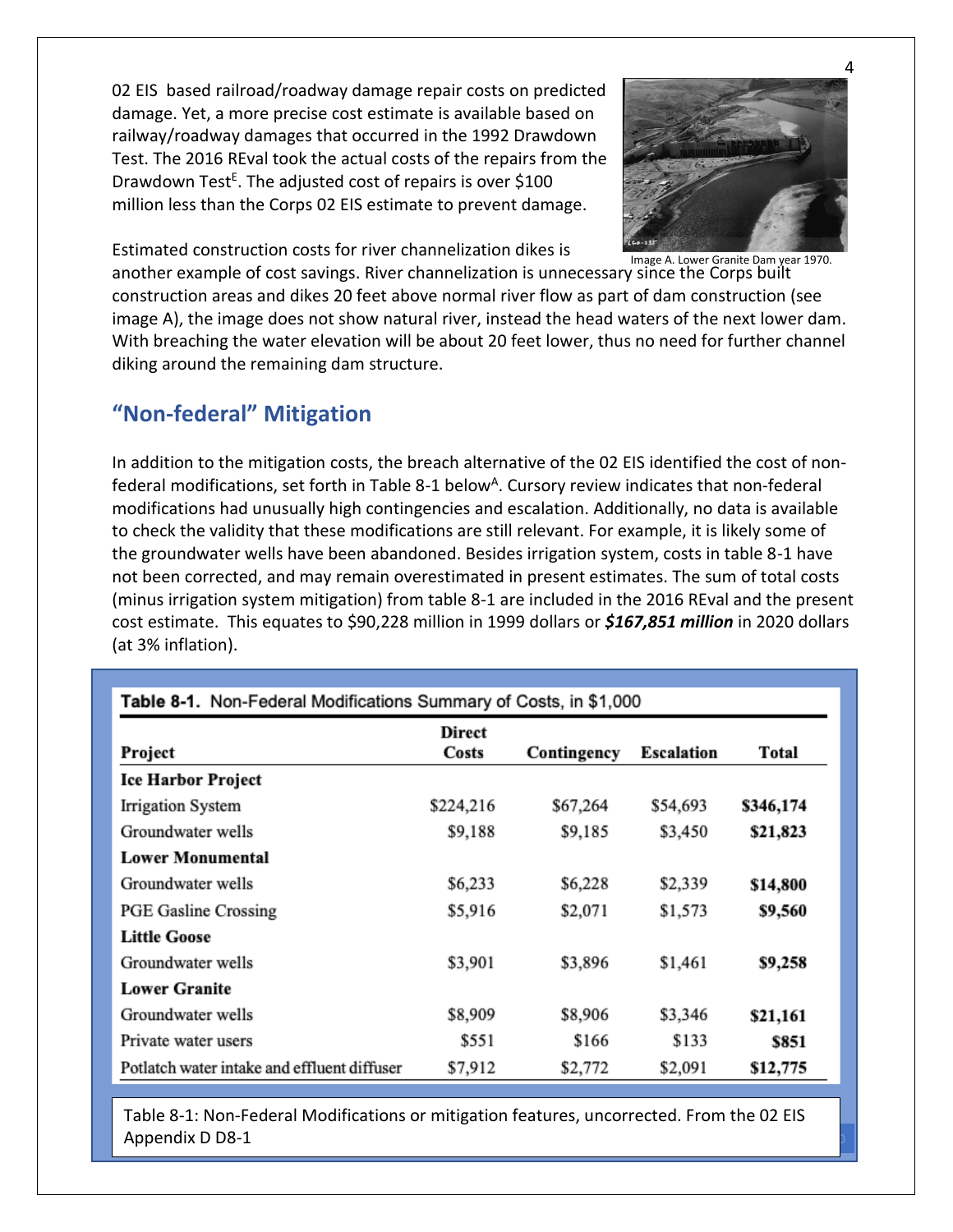02 EIS based railroad/roadway damage repair costs on predicted damage. Yet, a more precise cost estimate is available based on railway/roadway damages that occurred in the 1992 Drawdown Test. The 2016 REval took the actual costs of the repairs from the Drawdown Test[E]. The adjusted cost of repairs is over $100 million less than the Corps 02 EIS estimate to prevent damage.

Image A. Lower Granite Dam year 1970.

Estimated construction costs for river channelization dikes is another example of cost savings. River channelization is unnecessary since the Corps built construction areas and dikes 20 feet above normal river flow as part of dam construction (see image A), the image does not show natural river, instead the head waters of the next lower dam. With breaching the water elevation will be about 20 feet lower, thus no need for further channel diking around the remaining dam structure.

## "Non-federal" Mitigation

In addition to the mitigation costs, the breach alternative of the 02 EIS identified the cost of non-federal modifications, set forth in Table 8-1 below[A]. Cursory review indicates that non-federal modifications had unusually high contingencies and escalation. Additionally, no data is available to check the validity that these modifications are still relevant. For example, it is likely some of the groundwater wells have been abandoned. Besides irrigation system, costs in table 8-1 have not been corrected, and may remain overestimated in present estimates. The sum of total costs (minus irrigation system mitigation) from table 8-1 are included in the 2016 REval and the present cost estimate. This equates to $90,228 million in 1999 dollars or ***$167,851 million*** in 2020 dollars (at 3% inflation).

**Table 8-1.** Non-Federal Modifications Summary of Costs, in $1,000

| Project | Direct Costs | Contingency | Escalation | Total |
|---|---|---|---|---|
| **Ice Harbor Project** | | | | |
| Irrigation System | $224,216 | $67,264 | $54,693 | **$346,174** |
| Groundwater wells | $9,188 | $9,185 | $3,450 | **$21,823** |
| **Lower Monumental** | | | | |
| Groundwater wells | $6,233 | $6,228 | $2,339 | **$14,800** |
| PGE Gasline Crossing | $5,916 | $2,071 | $1,573 | **$9,560** |
| **Little Goose** | | | | |
| Groundwater wells | $3,901 | $3,896 | $1,461 | **$9,258** |
| **Lower Granite** | | | | |
| Groundwater wells | $8,909 | $8,906 | $3,346 | **$21,161** |
| Private water users | $551 | $166 | $133 | **$851** |
| Potlatch water intake and effluent diffuser | $7,912 | $2,772 | $2,091 | **$12,775** |

Table 8-1: Non-Federal Modifications or mitigation features, uncorrected. From the 02 EIS Appendix D D8-1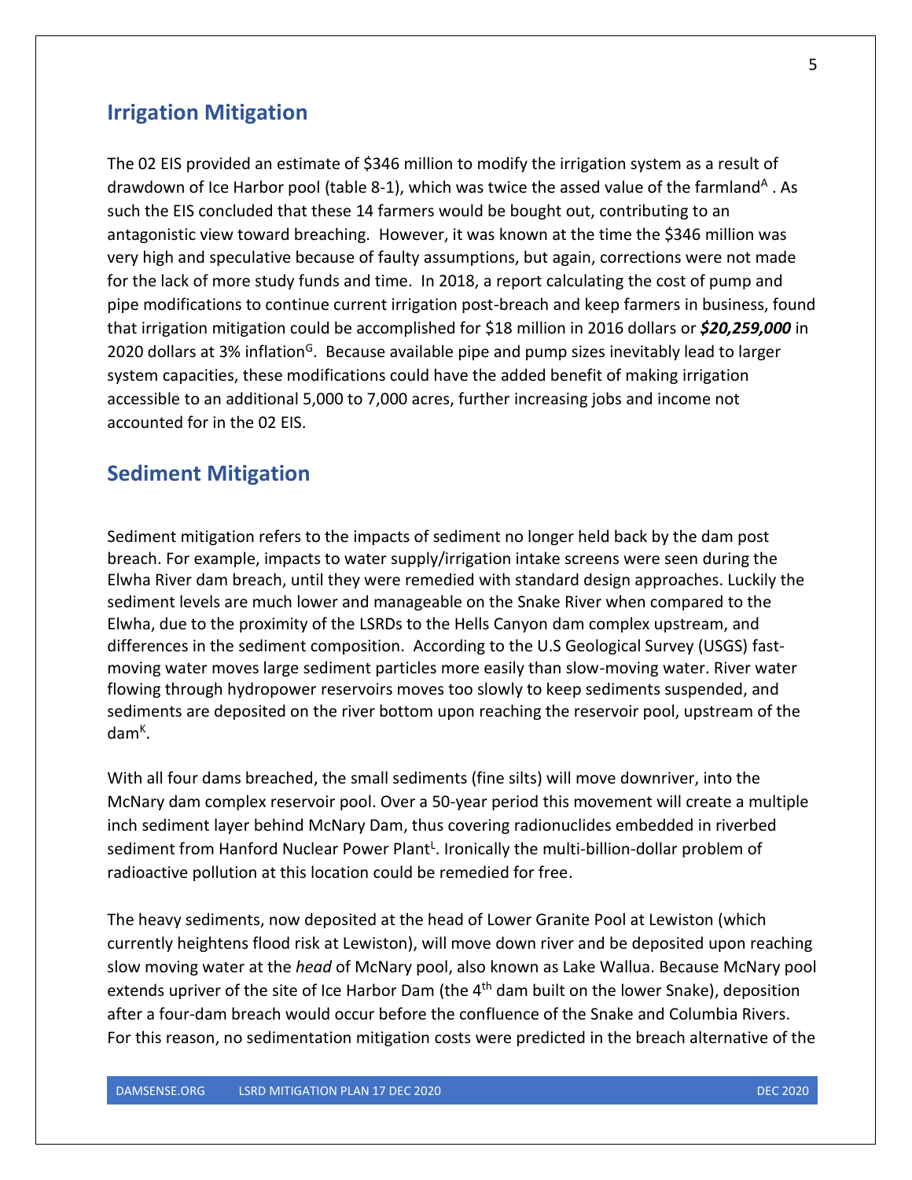## Irrigation Mitigation

The 02 EIS provided an estimate of $346 million to modify the irrigation system as a result of drawdown of Ice Harbor pool (table 8-1), which was twice the assed value of the farmland[A] . As such the EIS concluded that these 14 farmers would be bought out, contributing to an antagonistic view toward breaching. However, it was known at the time the $346 million was very high and speculative because of faulty assumptions, but again, corrections were not made for the lack of more study funds and time. In 2018, a report calculating the cost of pump and pipe modifications to continue current irrigation post-breach and keep farmers in business, found that irrigation mitigation could be accomplished for $18 million in 2016 dollars or ***$20,259,000*** in 2020 dollars at 3% inflation[G]. Because available pipe and pump sizes inevitably lead to larger system capacities, these modifications could have the added benefit of making irrigation accessible to an additional 5,000 to 7,000 acres, further increasing jobs and income not accounted for in the 02 EIS.

## Sediment Mitigation

Sediment mitigation refers to the impacts of sediment no longer held back by the dam post breach. For example, impacts to water supply/irrigation intake screens were seen during the Elwha River dam breach, until they were remedied with standard design approaches. Luckily the sediment levels are much lower and manageable on the Snake River when compared to the Elwha, due to the proximity of the LSRDs to the Hells Canyon dam complex upstream, and differences in the sediment composition. According to the U.S Geological Survey (USGS) fast-moving water moves large sediment particles more easily than slow-moving water. River water flowing through hydropower reservoirs moves too slowly to keep sediments suspended, and sediments are deposited on the river bottom upon reaching the reservoir pool, upstream of the dam[K].

With all four dams breached, the small sediments (fine silts) will move downriver, into the McNary dam complex reservoir pool. Over a 50-year period this movement will create a multiple inch sediment layer behind McNary Dam, thus covering radionuclides embedded in riverbed sediment from Hanford Nuclear Power Plant[L]. Ironically the multi-billion-dollar problem of radioactive pollution at this location could be remedied for free.

The heavy sediments, now deposited at the head of Lower Granite Pool at Lewiston (which currently heightens flood risk at Lewiston), will move down river and be deposited upon reaching slow moving water at the *head* of McNary pool, also known as Lake Wallua. Because McNary pool extends upriver of the site of Ice Harbor Dam (the 4th dam built on the lower Snake), deposition after a four-dam breach would occur before the confluence of the Snake and Columbia Rivers. For this reason, no sedimentation mitigation costs were predicted in the breach alternative of the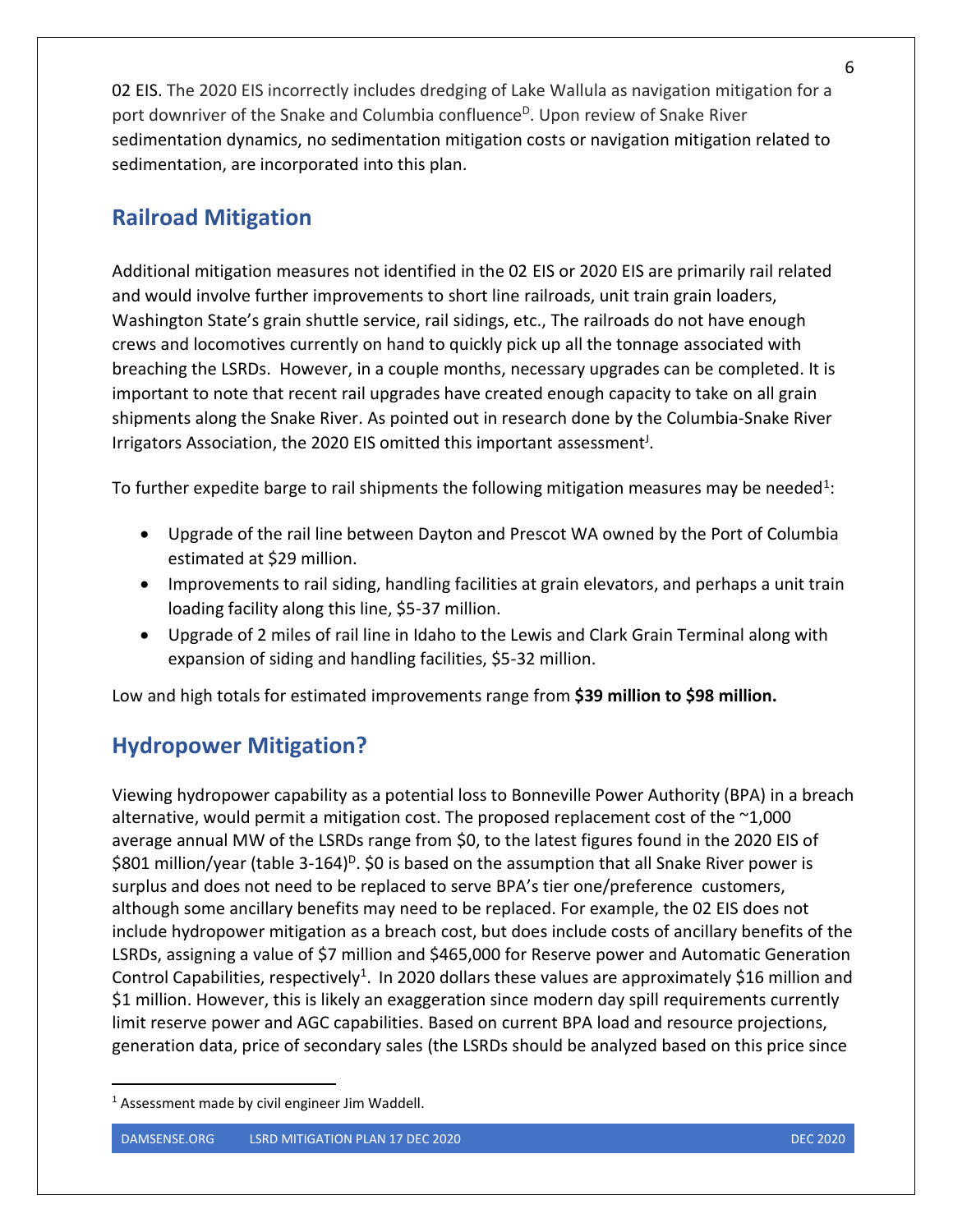02 EIS. The 2020 EIS incorrectly includes dredging of Lake Wallula as navigation mitigation for a port downriver of the Snake and Columbia confluence[D]. Upon review of Snake River sedimentation dynamics, no sedimentation mitigation costs or navigation mitigation related to sedimentation, are incorporated into this plan.

## Railroad Mitigation

Additional mitigation measures not identified in the 02 EIS or 2020 EIS are primarily rail related and would involve further improvements to short line railroads, unit train grain loaders, Washington State's grain shuttle service, rail sidings, etc., The railroads do not have enough crews and locomotives currently on hand to quickly pick up all the tonnage associated with breaching the LSRDs. However, in a couple months, necessary upgrades can be completed. It is important to note that recent rail upgrades have created enough capacity to take on all grain shipments along the Snake River. As pointed out in research done by the Columbia-Snake River Irrigators Association, the 2020 EIS omitted this important assessment[J].

To further expedite barge to rail shipments the following mitigation measures may be needed[1]:

- Upgrade of the rail line between Dayton and Prescot WA owned by the Port of Columbia estimated at $29 million.
- Improvements to rail siding, handling facilities at grain elevators, and perhaps a unit train loading facility along this line, $5-37 million.
- Upgrade of 2 miles of rail line in Idaho to the Lewis and Clark Grain Terminal along with expansion of siding and handling facilities, $5-32 million.

Low and high totals for estimated improvements range from **$39 million to $98 million.**

## Hydropower Mitigation?

Viewing hydropower capability as a potential loss to Bonneville Power Authority (BPA) in a breach alternative, would permit a mitigation cost. The proposed replacement cost of the ~1,000 average annual MW of the LSRDs range from $0, to the latest figures found in the 2020 EIS of $801 million/year (table 3-164)[D]. $0 is based on the assumption that all Snake River power is surplus and does not need to be replaced to serve BPA's tier one/preference customers, although some ancillary benefits may need to be replaced. For example, the 02 EIS does not include hydropower mitigation as a breach cost, but does include costs of ancillary benefits of the LSRDs, assigning a value of $7 million and $465,000 for Reserve power and Automatic Generation Control Capabilities, respectively[1]. In 2020 dollars these values are approximately $16 million and $1 million. However, this is likely an exaggeration since modern day spill requirements currently limit reserve power and AGC capabilities. Based on current BPA load and resource projections, generation data, price of secondary sales (the LSRDs should be analyzed based on this price since

[1] Assessment made by civil engineer Jim Waddell.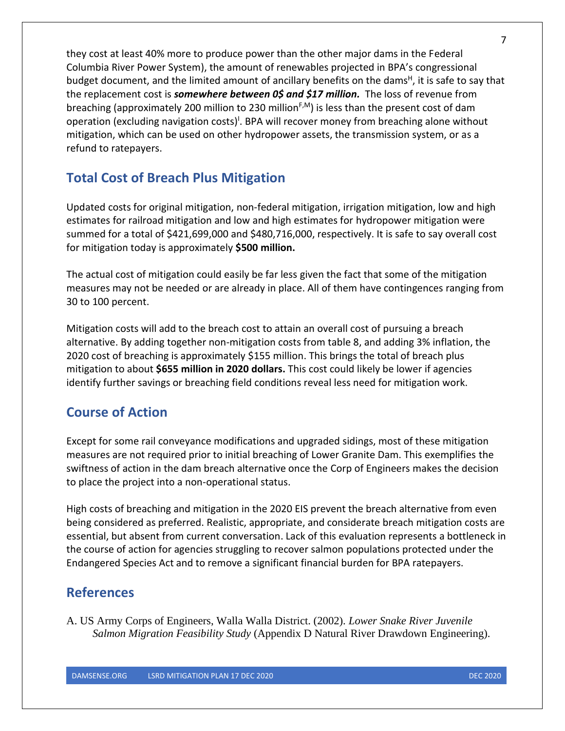they cost at least 40% more to produce power than the other major dams in the Federal Columbia River Power System), the amount of renewables projected in BPA's congressional budget document, and the limited amount of ancillary benefits on the dams[H], it is safe to say that the replacement cost is ***somewhere between 0$ and $17 million.*** The loss of revenue from breaching (approximately 200 million to 230 million[F,M]) is less than the present cost of dam operation (excluding navigation costs)[I]. BPA will recover money from breaching alone without mitigation, which can be used on other hydropower assets, the transmission system, or as a refund to ratepayers.

## Total Cost of Breach Plus Mitigation

Updated costs for original mitigation, non-federal mitigation, irrigation mitigation, low and high estimates for railroad mitigation and low and high estimates for hydropower mitigation were summed for a total of $421,699,000 and $480,716,000, respectively. It is safe to say overall cost for mitigation today is approximately **$500 million.**

The actual cost of mitigation could easily be far less given the fact that some of the mitigation measures may not be needed or are already in place. All of them have contingences ranging from 30 to 100 percent.

Mitigation costs will add to the breach cost to attain an overall cost of pursuing a breach alternative. By adding together non-mitigation costs from table 8, and adding 3% inflation, the 2020 cost of breaching is approximately $155 million. This brings the total of breach plus mitigation to about **$655 million in 2020 dollars.** This cost could likely be lower if agencies identify further savings or breaching field conditions reveal less need for mitigation work.

## Course of Action

Except for some rail conveyance modifications and upgraded sidings, most of these mitigation measures are not required prior to initial breaching of Lower Granite Dam. This exemplifies the swiftness of action in the dam breach alternative once the Corp of Engineers makes the decision to place the project into a non-operational status.

High costs of breaching and mitigation in the 2020 EIS prevent the breach alternative from even being considered as preferred. Realistic, appropriate, and considerate breach mitigation costs are essential, but absent from current conversation. Lack of this evaluation represents a bottleneck in the course of action for agencies struggling to recover salmon populations protected under the Endangered Species Act and to remove a significant financial burden for BPA ratepayers.

## References

A. US Army Corps of Engineers, Walla Walla District. (2002). *Lower Snake River Juvenile Salmon Migration Feasibility Study* (Appendix D Natural River Drawdown Engineering).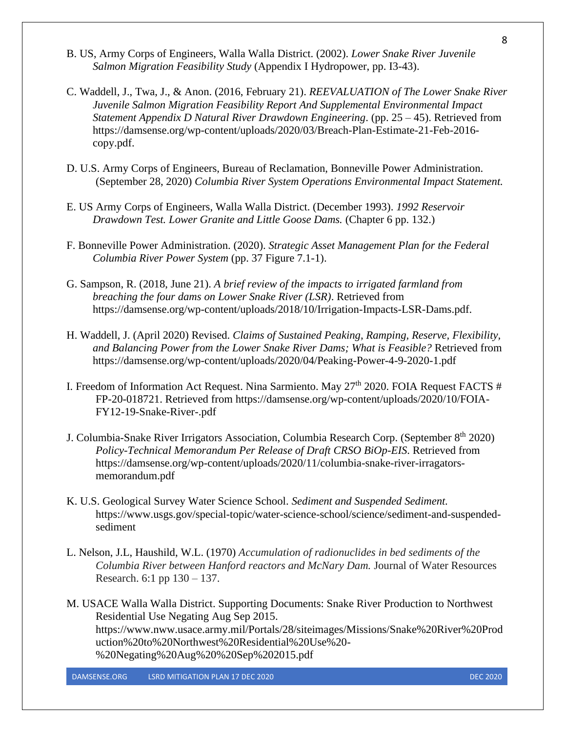B. US, Army Corps of Engineers, Walla Walla District. (2002). *Lower Snake River Juvenile Salmon Migration Feasibility Study* (Appendix I Hydropower, pp. I3-43).

C. Waddell, J., Twa, J., & Anon. (2016, February 21). *REEVALUATION of The Lower Snake River Juvenile Salmon Migration Feasibility Report And Supplemental Environmental Impact Statement Appendix D Natural River Drawdown Engineering*. (pp. 25 – 45). Retrieved from https://damsense.org/wp-content/uploads/2020/03/Breach-Plan-Estimate-21-Feb-2016-copy.pdf.

D. U.S. Army Corps of Engineers, Bureau of Reclamation, Bonneville Power Administration. (September 28, 2020) *Columbia River System Operations Environmental Impact Statement.*

E. US Army Corps of Engineers, Walla Walla District. (December 1993). *1992 Reservoir Drawdown Test. Lower Granite and Little Goose Dams.* (Chapter 6 pp. 132.)

F. Bonneville Power Administration. (2020). *Strategic Asset Management Plan for the Federal Columbia River Power System* (pp. 37 Figure 7.1-1).

G. Sampson, R. (2018, June 21). *A brief review of the impacts to irrigated farmland from breaching the four dams on Lower Snake River (LSR)*. Retrieved from https://damsense.org/wp-content/uploads/2018/10/Irrigation-Impacts-LSR-Dams.pdf.

H. Waddell, J. (April 2020) Revised. *Claims of Sustained Peaking, Ramping, Reserve, Flexibility, and Balancing Power from the Lower Snake River Dams; What is Feasible?* Retrieved from https://damsense.org/wp-content/uploads/2020/04/Peaking-Power-4-9-2020-1.pdf

I. Freedom of Information Act Request. Nina Sarmiento. May 27th 2020. FOIA Request FACTS # FP-20-018721. Retrieved from https://damsense.org/wp-content/uploads/2020/10/FOIA-FY12-19-Snake-River-.pdf

J. Columbia-Snake River Irrigators Association, Columbia Research Corp. (September 8th 2020) *Policy-Technical Memorandum Per Release of Draft CRSO BiOp-EIS*. Retrieved from https://damsense.org/wp-content/uploads/2020/11/columbia-snake-river-irragators-memorandum.pdf

K. U.S. Geological Survey Water Science School. *Sediment and Suspended Sediment.* https://www.usgs.gov/special-topic/water-science-school/science/sediment-and-suspended-sediment

L. Nelson, J.L, Haushild, W.L. (1970) *Accumulation of radionuclides in bed sediments of the Columbia River between Hanford reactors and McNary Dam.* Journal of Water Resources Research. 6:1 pp 130 – 137.

M. USACE Walla Walla District. Supporting Documents: Snake River Production to Northwest Residential Use Negating Aug Sep 2015. https://www.nww.usace.army.mil/Portals/28/siteimages/Missions/Snake%20River%20Production%20to%20Northwest%20Residential%20Use%20-%20Negating%20Aug%20%20Sep%202015.pdf